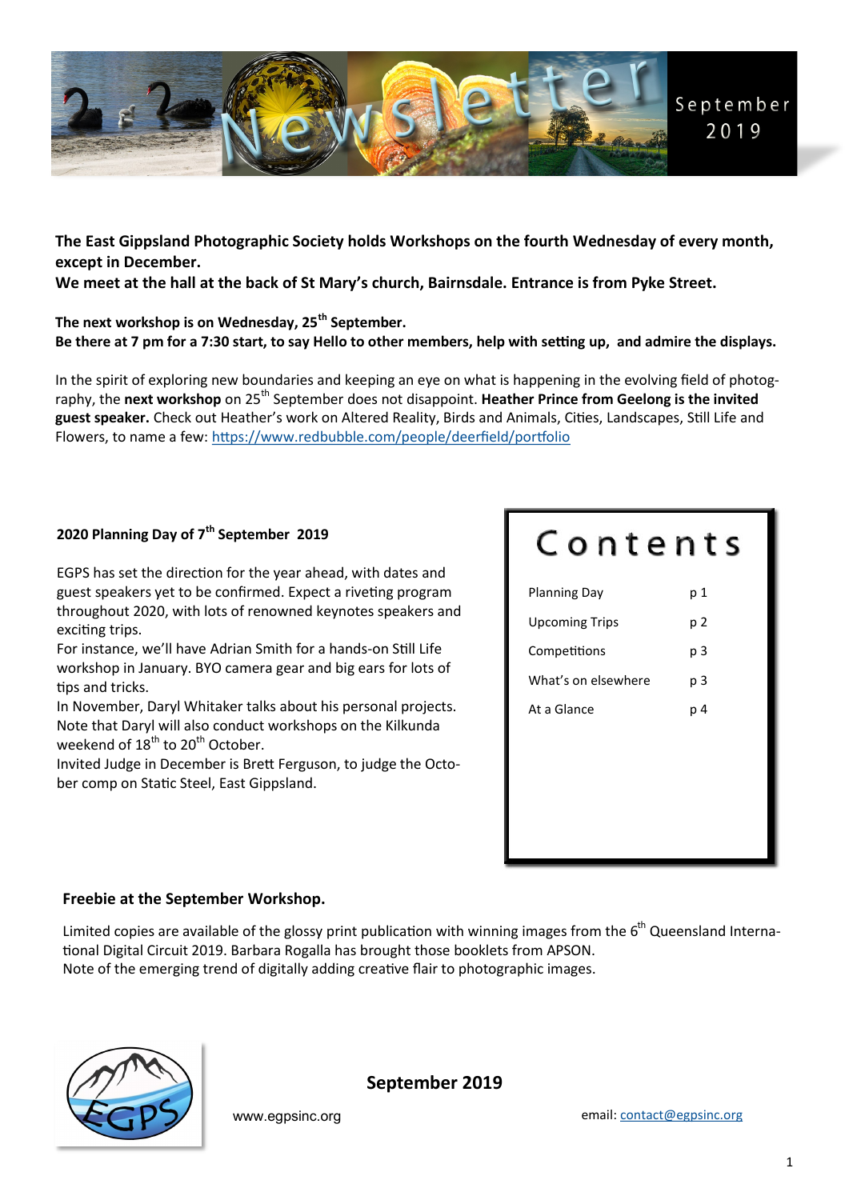# Newsletter

September 2019

**The East Gippsland Photographic Society holds Workshops on the fourth Wednesday of every month, except in December.**
**We meet at the hall at the back of St Mary's church, Bairnsdale. Entrance is from Pyke Street.**

**The next workshop is on Wednesday, 25th September.**
**Be there at 7 pm for a 7:30 start, to say Hello to other members, help with setting up, and admire the displays.**

In the spirit of exploring new boundaries and keeping an eye on what is happening in the evolving field of photography, the **next workshop** on 25th September does not disappoint. **Heather Prince from Geelong is the invited guest speaker.** Check out Heather's work on Altered Reality, Birds and Animals, Cities, Landscapes, Still Life and Flowers, to name a few: https://www.redbubble.com/people/deerfield/portfolio

## Contents

| | |
|---|---|
| Planning Day | p 1 |
| Upcoming Trips | p 2 |
| Competitions | p 3 |
| What's on elsewhere | p 3 |
| At a Glance | p 4 |

### 2020 Planning Day of 7th September 2019

EGPS has set the direction for the year ahead, with dates and guest speakers yet to be confirmed. Expect a riveting program throughout 2020, with lots of renowned keynotes speakers and exciting trips.
For instance, we'll have Adrian Smith for a hands-on Still Life workshop in January. BYO camera gear and big ears for lots of tips and tricks.
In November, Daryl Whitaker talks about his personal projects. Note that Daryl will also conduct workshops on the Kilkunda weekend of 18th to 20th October.
Invited Judge in December is Brett Ferguson, to judge the October comp on Static Steel, East Gippsland.

### Freebie at the September Workshop.

Limited copies are available of the glossy print publication with winning images from the 6th Queensland International Digital Circuit 2019. Barbara Rogalla has brought those booklets from APSON.
Note of the emerging trend of digitally adding creative flair to photographic images.

EGPS

**September 2019**

www.egpsinc.org

email: contact@egpsinc.org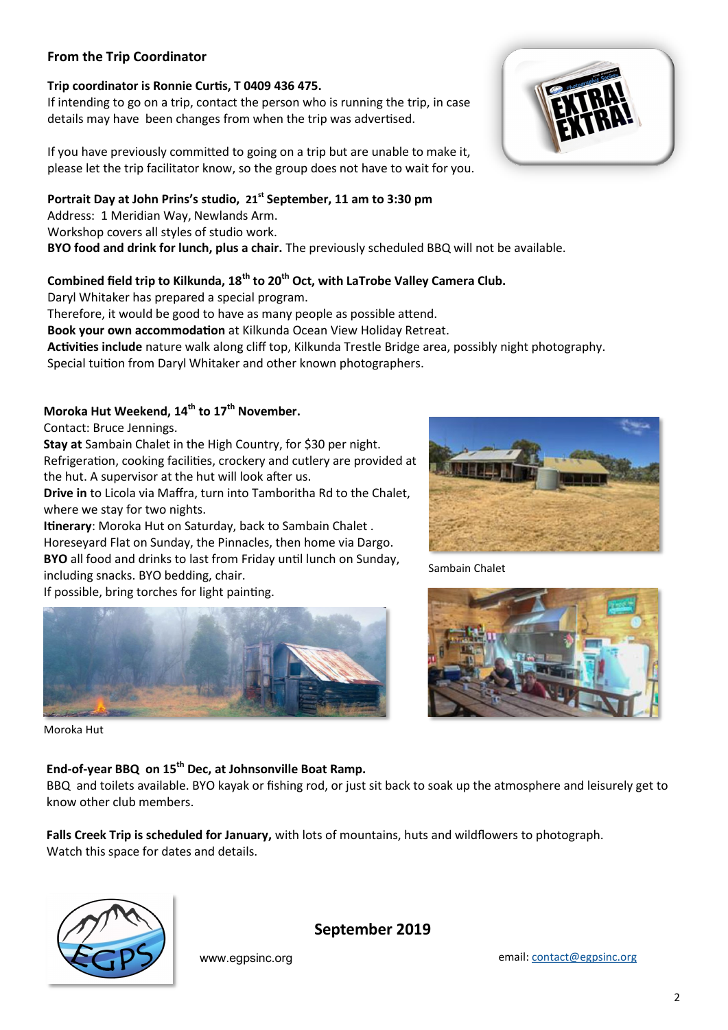## From the Trip Coordinator

**Trip coordinator is Ronnie Curtis, T 0409 436 475.**
If intending to go on a trip, contact the person who is running the trip, in case details may have been changes from when the trip was advertised.

If you have previously committed to going on a trip but are unable to make it, please let the trip facilitator know, so the group does not have to wait for you.

**Portrait Day at John Prins's studio, 21st September, 11 am to 3:30 pm**
Address: 1 Meridian Way, Newlands Arm.
Workshop covers all styles of studio work.
**BYO food and drink for lunch, plus a chair.** The previously scheduled BBQ will not be available.

**Combined field trip to Kilkunda, 18th to 20th Oct, with LaTrobe Valley Camera Club.**
Daryl Whitaker has prepared a special program.
Therefore, it would be good to have as many people as possible attend.
**Book your own accommodation** at Kilkunda Ocean View Holiday Retreat.
**Activities include** nature walk along cliff top, Kilkunda Trestle Bridge area, possibly night photography.
Special tuition from Daryl Whitaker and other known photographers.

**Moroka Hut Weekend, 14th to 17th November.**
Contact: Bruce Jennings.
**Stay at** Sambain Chalet in the High Country, for $30 per night.
Refrigeration, cooking facilities, crockery and cutlery are provided at the hut. A supervisor at the hut will look after us.
**Drive in** to Licola via Maffra, turn into Tamboritha Rd to the Chalet, where we stay for two nights.
**Itinerary**: Moroka Hut on Saturday, back to Sambain Chalet . Horeseyard Flat on Sunday, the Pinnacles, then home via Dargo.
**BYO** all food and drinks to last from Friday until lunch on Sunday, including snacks. BYO bedding, chair.
If possible, bring torches for light painting.

Sambain Chalet

Moroka Hut

**End-of-year BBQ on 15th Dec, at Johnsonville Boat Ramp.**
BBQ and toilets available. BYO kayak or fishing rod, or just sit back to soak up the atmosphere and leisurely get to know other club members.

**Falls Creek Trip is scheduled for January,** with lots of mountains, huts and wildflowers to photograph.
Watch this space for dates and details.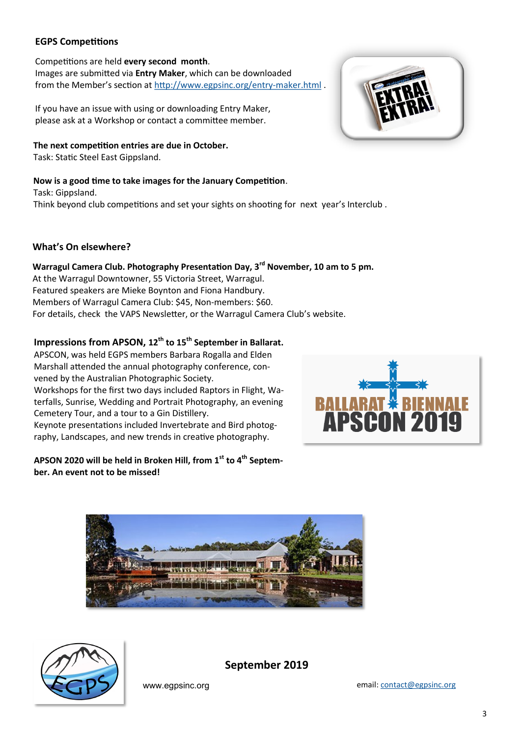## EGPS Competitions

Competitions are held **every second month**.
Images are submitted via **Entry Maker**, which can be downloaded from the Member's section at http://www.egpsinc.org/entry-maker.html .

If you have an issue with using or downloading Entry Maker, please ask at a Workshop or contact a committee member.

**The next competition entries are due in October.**
Task: Static Steel East Gippsland.

**Now is a good time to take images for the January Competition**.
Task: Gippsland.
Think beyond club competitions and set your sights on shooting for next year's Interclub .

## What's On elsewhere?

**Warragul Camera Club. Photography Presentation Day, 3rd November, 10 am to 5 pm.**
At the Warragul Downtowner, 55 Victoria Street, Warragul.
Featured speakers are Mieke Boynton and Fiona Handbury.
Members of Warragul Camera Club: $45, Non-members: $60.
For details, check the VAPS Newsletter, or the Warragul Camera Club's website.

### Impressions from APSON, 12th to 15th September in Ballarat.

APSCON, was held EGPS members Barbara Rogalla and Elden Marshall attended the annual photography conference, convened by the Australian Photographic Society.
Workshops for the first two days included Raptors in Flight, Waterfalls, Sunrise, Wedding and Portrait Photography, an evening Cemetery Tour, and a tour to a Gin Distillery.
Keynote presentations included Invertebrate and Bird photography, Landscapes, and new trends in creative photography.

**APSON 2020 will be held in Broken Hill, from 1st to 4th September. An event not to be missed!**

**September 2019**

www.egpsinc.org

email: contact@egpsinc.org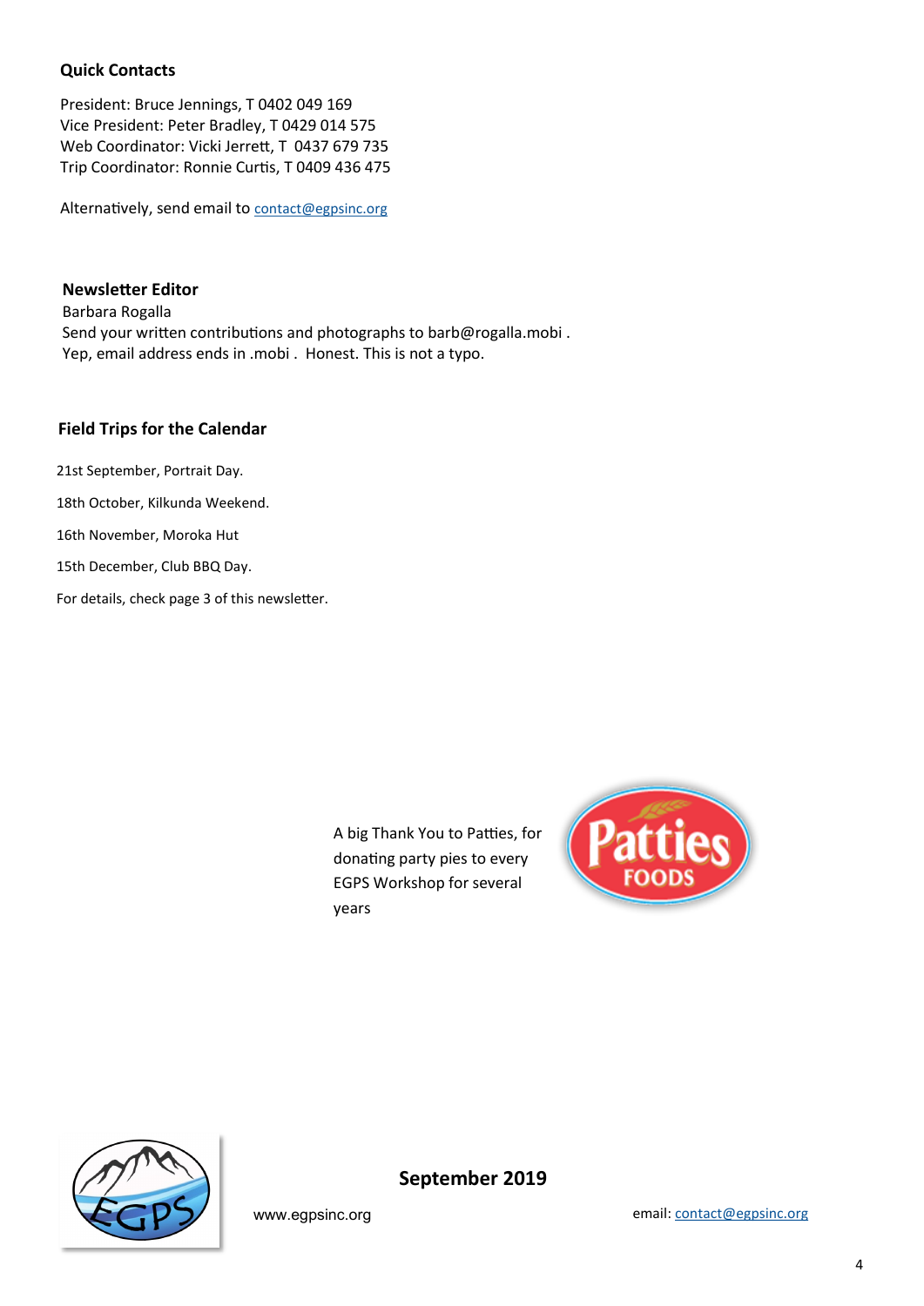### Quick Contacts

President: Bruce Jennings, T 0402 049 169
Vice President: Peter Bradley, T 0429 014 575
Web Coordinator: Vicki Jerrett, T 0437 679 735
Trip Coordinator: Ronnie Curtis, T 0409 436 475

Alternatively, send email to contact@egpsinc.org

### Newsletter Editor

Barbara Rogalla
Send your written contributions and photographs to barb@rogalla.mobi .
Yep, email address ends in .mobi . Honest. This is not a typo.

### Field Trips for the Calendar

21st September, Portrait Day.

18th October, Kilkunda Weekend.

16th November, Moroka Hut

15th December, Club BBQ Day.

For details, check page 3 of this newsletter.

A big Thank You to Patties, for donating party pies to every EGPS Workshop for several years

Patties FOODS

EGPS

**September 2019**

www.egpsinc.org

email: contact@egpsinc.org